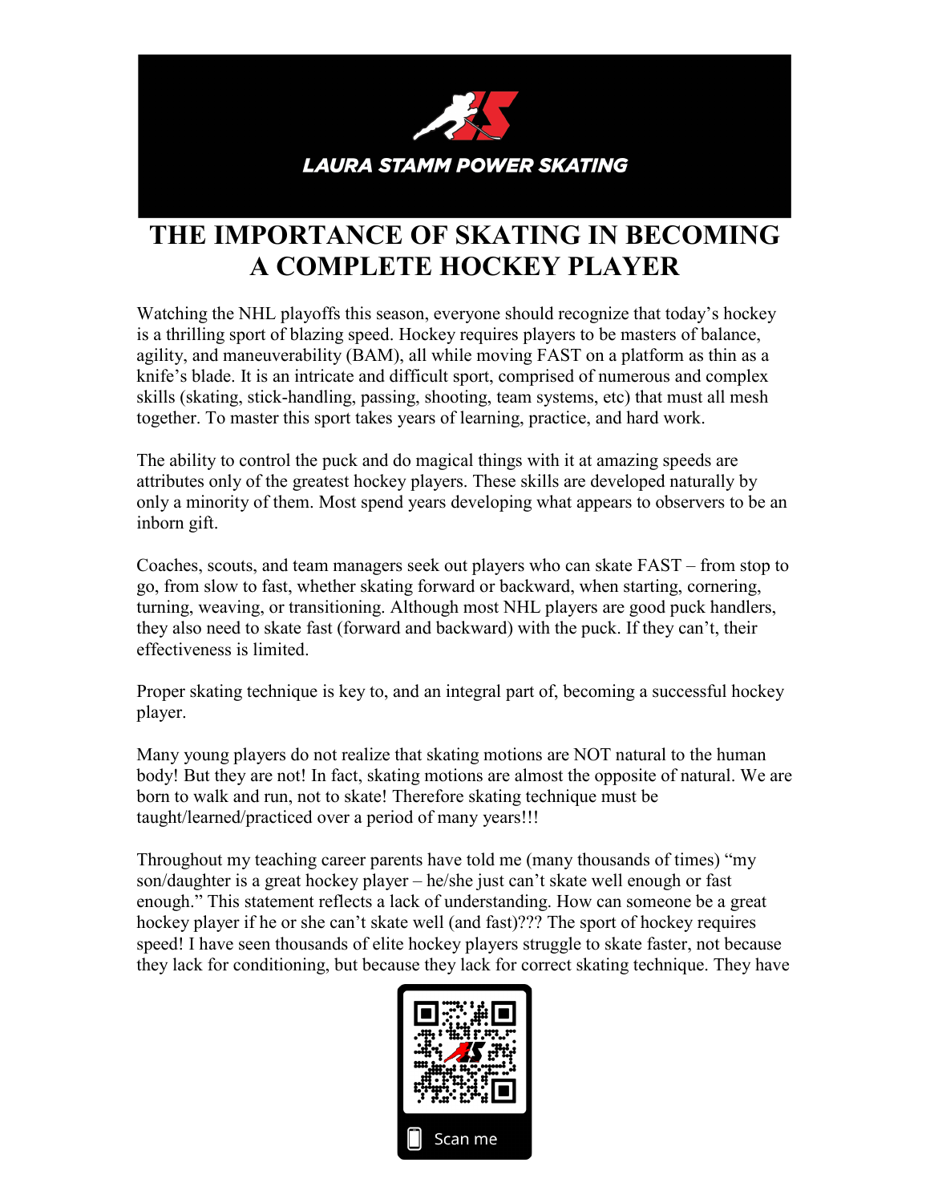LAURA STAMM POWER SKATING

# THE IMPORTANCE OF SKATING IN BECOMING A COMPLETE HOCKEY PLAYER

Watching the NHL playoffs this season, everyone should recognize that today's hockey is a thrilling sport of blazing speed. Hockey requires players to be masters of balance, agility, and maneuverability (BAM), all while moving FAST on a platform as thin as a knife's blade. It is an intricate and difficult sport, comprised of numerous and complex skills (skating, stick-handling, passing, shooting, team systems, etc) that must all mesh together. To master this sport takes years of learning, practice, and hard work.

The ability to control the puck and do magical things with it at amazing speeds are attributes only of the greatest hockey players. These skills are developed naturally by only a minority of them. Most spend years developing what appears to observers to be an inborn gift.

Coaches, scouts, and team managers seek out players who can skate FAST – from stop to go, from slow to fast, whether skating forward or backward, when starting, cornering, turning, weaving, or transitioning. Although most NHL players are good puck handlers, they also need to skate fast (forward and backward) with the puck. If they can't, their effectiveness is limited.

Proper skating technique is key to, and an integral part of, becoming a successful hockey player.

Many young players do not realize that skating motions are NOT natural to the human body! But they are not! In fact, skating motions are almost the opposite of natural. We are born to walk and run, not to skate! Therefore skating technique must be taught/learned/practiced over a period of many years!!!

Throughout my teaching career parents have told me (many thousands of times) "my son/daughter is a great hockey player – he/she just can't skate well enough or fast enough." This statement reflects a lack of understanding. How can someone be a great hockey player if he or she can't skate well (and fast)??? The sport of hockey requires speed! I have seen thousands of elite hockey players struggle to skate faster, not because they lack for conditioning, but because they lack for correct skating technique. They have

Scan me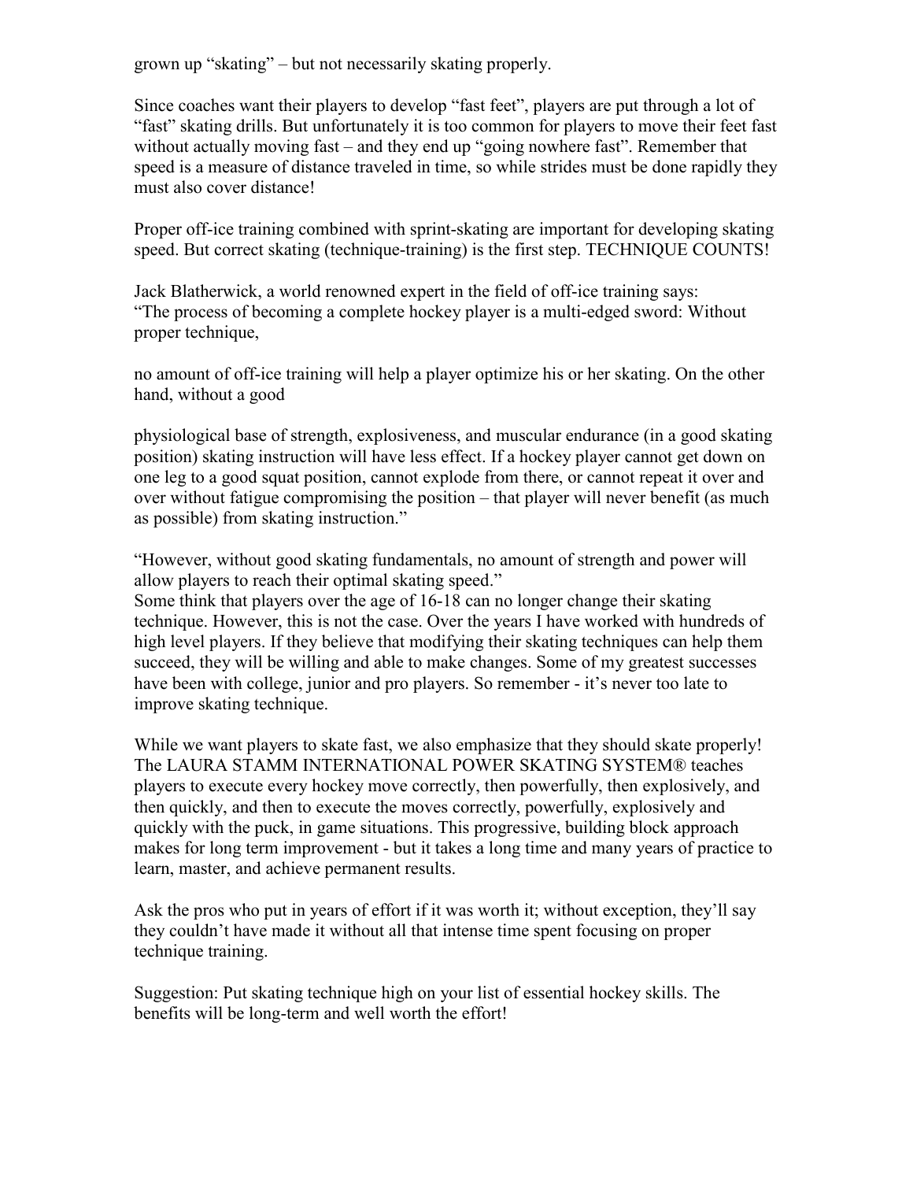grown up "skating" – but not necessarily skating properly.

Since coaches want their players to develop "fast feet", players are put through a lot of "fast" skating drills. But unfortunately it is too common for players to move their feet fast without actually moving fast – and they end up "going nowhere fast". Remember that speed is a measure of distance traveled in time, so while strides must be done rapidly they must also cover distance!

Proper off-ice training combined with sprint-skating are important for developing skating speed. But correct skating (technique-training) is the first step. TECHNIQUE COUNTS!

Jack Blatherwick, a world renowned expert in the field of off-ice training says: "The process of becoming a complete hockey player is a multi-edged sword: Without proper technique,

no amount of off-ice training will help a player optimize his or her skating. On the other hand, without a good

physiological base of strength, explosiveness, and muscular endurance (in a good skating position) skating instruction will have less effect. If a hockey player cannot get down on one leg to a good squat position, cannot explode from there, or cannot repeat it over and over without fatigue compromising the position – that player will never benefit (as much as possible) from skating instruction."

"However, without good skating fundamentals, no amount of strength and power will allow players to reach their optimal skating speed."

Some think that players over the age of 16-18 can no longer change their skating technique. However, this is not the case. Over the years I have worked with hundreds of high level players. If they believe that modifying their skating techniques can help them succeed, they will be willing and able to make changes. Some of my greatest successes have been with college, junior and pro players. So remember - it's never too late to improve skating technique.

While we want players to skate fast, we also emphasize that they should skate properly! The LAURA STAMM INTERNATIONAL POWER SKATING SYSTEM® teaches players to execute every hockey move correctly, then powerfully, then explosively, and then quickly, and then to execute the moves correctly, powerfully, explosively and quickly with the puck, in game situations. This progressive, building block approach makes for long term improvement - but it takes a long time and many years of practice to learn, master, and achieve permanent results.

Ask the pros who put in years of effort if it was worth it; without exception, they'll say they couldn't have made it without all that intense time spent focusing on proper technique training.

Suggestion: Put skating technique high on your list of essential hockey skills. The benefits will be long-term and well worth the effort!